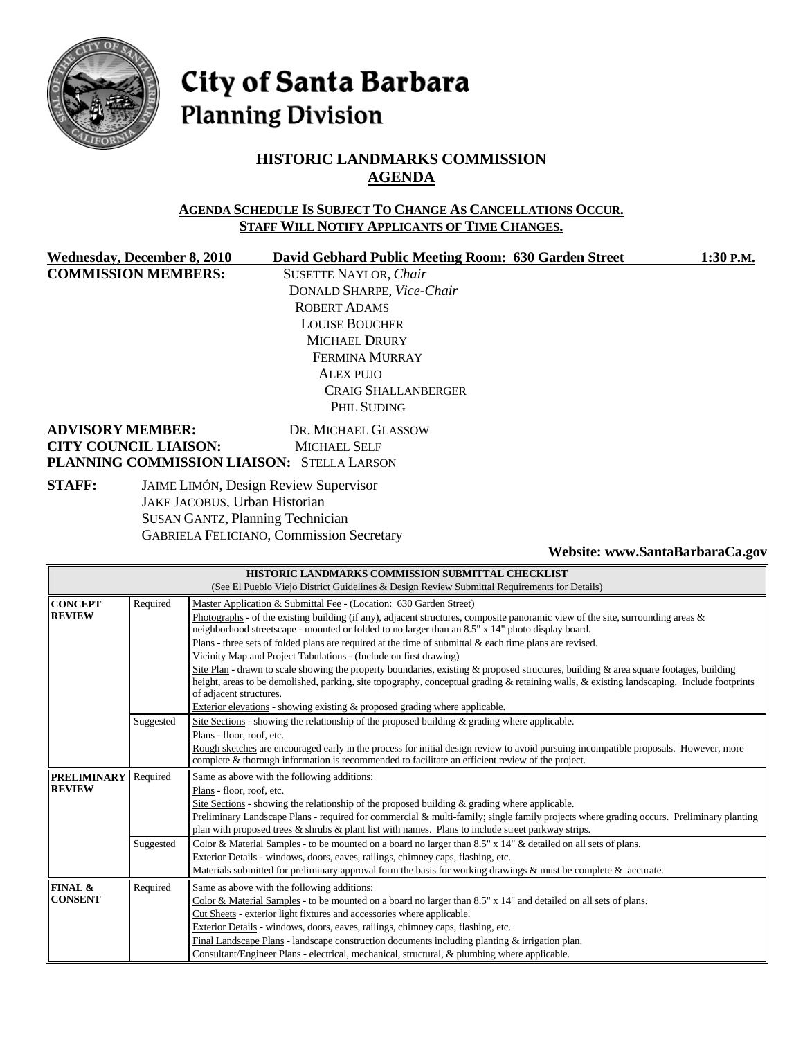# City of Santa Barbara
## Planning Division

## HISTORIC LANDMARKS COMMISSION
## AGENDA

**AGENDA SCHEDULE IS SUBJECT TO CHANGE AS CANCELLATIONS OCCUR.**
**STAFF WILL NOTIFY APPLICANTS OF TIME CHANGES.**

**Wednesday, December 8, 2010** **David Gebhard Public Meeting Room: 630 Garden Street** **1:30 P.M.**

**COMMISSION MEMBERS:**
SUSETTE NAYLOR, *Chair*
DONALD SHARPE, *Vice-Chair*
ROBERT ADAMS
LOUISE BOUCHER
MICHAEL DRURY
FERMINA MURRAY
ALEX PUJO
CRAIG SHALLANBERGER
PHIL SUDING

**ADVISORY MEMBER:** DR. MICHAEL GLASSOW
**CITY COUNCIL LIAISON:** MICHAEL SELF
**PLANNING COMMISSION LIAISON:** STELLA LARSON

**STAFF:**
JAIME LIMÓN, Design Review Supervisor
JAKE JACOBUS, Urban Historian
SUSAN GANTZ, Planning Technician
GABRIELA FELICIANO, Commission Secretary

**Website: www.SantaBarbaraCa.gov**

| HISTORIC LANDMARKS COMMISSION SUBMITTAL CHECKLIST (See El Pueblo Viejo District Guidelines & Design Review Submittal Requirements for Details) | | |
|---|---|---|
| **CONCEPT REVIEW** | Required | Master Application & Submittal Fee - (Location: 630 Garden Street)<br>Photographs - of the existing building (if any), adjacent structures, composite panoramic view of the site, surrounding areas & neighborhood streetscape - mounted or folded to no larger than an 8.5" x 14" photo display board.<br>Plans - three sets of folded plans are required at the time of submittal & each time plans are revised.<br>Vicinity Map and Project Tabulations - (Include on first drawing)<br>Site Plan - drawn to scale showing the property boundaries, existing & proposed structures, building & area square footages, building height, areas to be demolished, parking, site topography, conceptual grading & retaining walls, & existing landscaping. Include footprints of adjacent structures.<br>Exterior elevations - showing existing & proposed grading where applicable. |
| | Suggested | Site Sections - showing the relationship of the proposed building & grading where applicable.<br>Plans - floor, roof, etc.<br>Rough sketches are encouraged early in the process for initial design review to avoid pursuing incompatible proposals. However, more complete & thorough information is recommended to facilitate an efficient review of the project. |
| **PRELIMINARY REVIEW** | Required | Same as above with the following additions:<br>Plans - floor, roof, etc.<br>Site Sections - showing the relationship of the proposed building & grading where applicable.<br>Preliminary Landscape Plans - required for commercial & multi-family; single family projects where grading occurs. Preliminary planting plan with proposed trees & shrubs & plant list with names. Plans to include street parkway strips. |
| | Suggested | Color & Material Samples - to be mounted on a board no larger than 8.5" x 14" & detailed on all sets of plans.<br>Exterior Details - windows, doors, eaves, railings, chimney caps, flashing, etc.<br>Materials submitted for preliminary approval form the basis for working drawings & must be complete & accurate. |
| **FINAL & CONSENT** | Required | Same as above with the following additions:<br>Color & Material Samples - to be mounted on a board no larger than 8.5" x 14" and detailed on all sets of plans.<br>Cut Sheets - exterior light fixtures and accessories where applicable.<br>Exterior Details - windows, doors, eaves, railings, chimney caps, flashing, etc.<br>Final Landscape Plans - landscape construction documents including planting & irrigation plan.<br>Consultant/Engineer Plans - electrical, mechanical, structural, & plumbing where applicable. |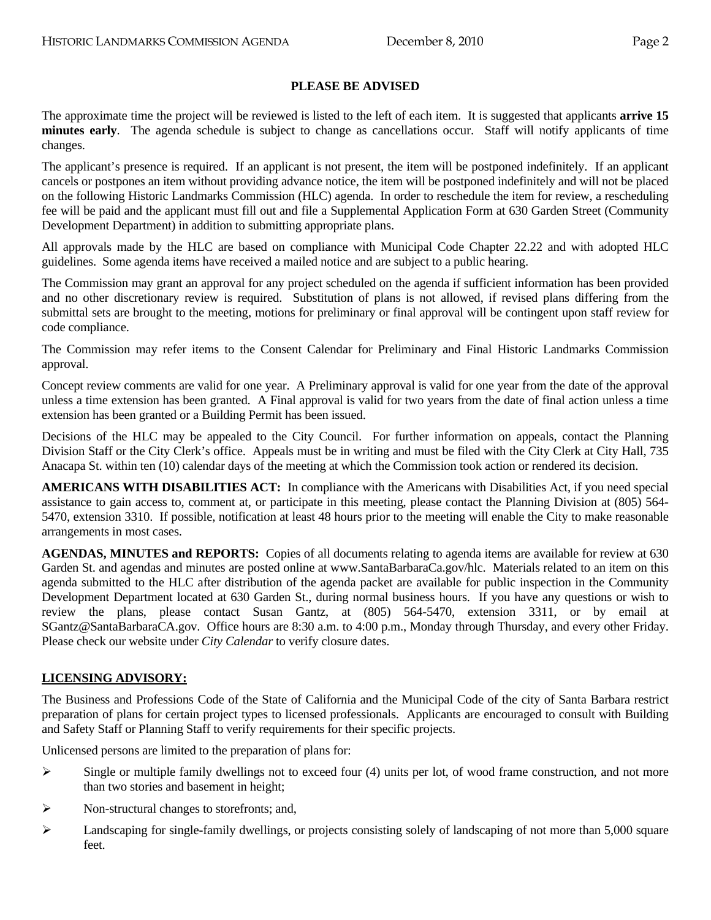**PLEASE BE ADVISED**

The approximate time the project will be reviewed is listed to the left of each item. It is suggested that applicants **arrive 15 minutes early**. The agenda schedule is subject to change as cancellations occur. Staff will notify applicants of time changes.

The applicant's presence is required. If an applicant is not present, the item will be postponed indefinitely. If an applicant cancels or postpones an item without providing advance notice, the item will be postponed indefinitely and will not be placed on the following Historic Landmarks Commission (HLC) agenda. In order to reschedule the item for review, a rescheduling fee will be paid and the applicant must fill out and file a Supplemental Application Form at 630 Garden Street (Community Development Department) in addition to submitting appropriate plans.

All approvals made by the HLC are based on compliance with Municipal Code Chapter 22.22 and with adopted HLC guidelines. Some agenda items have received a mailed notice and are subject to a public hearing.

The Commission may grant an approval for any project scheduled on the agenda if sufficient information has been provided and no other discretionary review is required. Substitution of plans is not allowed, if revised plans differing from the submittal sets are brought to the meeting, motions for preliminary or final approval will be contingent upon staff review for code compliance.

The Commission may refer items to the Consent Calendar for Preliminary and Final Historic Landmarks Commission approval.

Concept review comments are valid for one year. A Preliminary approval is valid for one year from the date of the approval unless a time extension has been granted. A Final approval is valid for two years from the date of final action unless a time extension has been granted or a Building Permit has been issued.

Decisions of the HLC may be appealed to the City Council. For further information on appeals, contact the Planning Division Staff or the City Clerk's office. Appeals must be in writing and must be filed with the City Clerk at City Hall, 735 Anacapa St. within ten (10) calendar days of the meeting at which the Commission took action or rendered its decision.

**AMERICANS WITH DISABILITIES ACT:** In compliance with the Americans with Disabilities Act, if you need special assistance to gain access to, comment at, or participate in this meeting, please contact the Planning Division at (805) 564-5470, extension 3310. If possible, notification at least 48 hours prior to the meeting will enable the City to make reasonable arrangements in most cases.

**AGENDAS, MINUTES and REPORTS:** Copies of all documents relating to agenda items are available for review at 630 Garden St. and agendas and minutes are posted online at www.SantaBarbaraCa.gov/hlc. Materials related to an item on this agenda submitted to the HLC after distribution of the agenda packet are available for public inspection in the Community Development Department located at 630 Garden St., during normal business hours. If you have any questions or wish to review the plans, please contact Susan Gantz, at (805) 564-5470, extension 3311, or by email at SGantz@SantaBarbaraCA.gov. Office hours are 8:30 a.m. to 4:00 p.m., Monday through Thursday, and every other Friday. Please check our website under *City Calendar* to verify closure dates.

**LICENSING ADVISORY:**

The Business and Professions Code of the State of California and the Municipal Code of the city of Santa Barbara restrict preparation of plans for certain project types to licensed professionals. Applicants are encouraged to consult with Building and Safety Staff or Planning Staff to verify requirements for their specific projects.

Unlicensed persons are limited to the preparation of plans for:

- Single or multiple family dwellings not to exceed four (4) units per lot, of wood frame construction, and not more than two stories and basement in height;
- Non-structural changes to storefronts; and,
- Landscaping for single-family dwellings, or projects consisting solely of landscaping of not more than 5,000 square feet.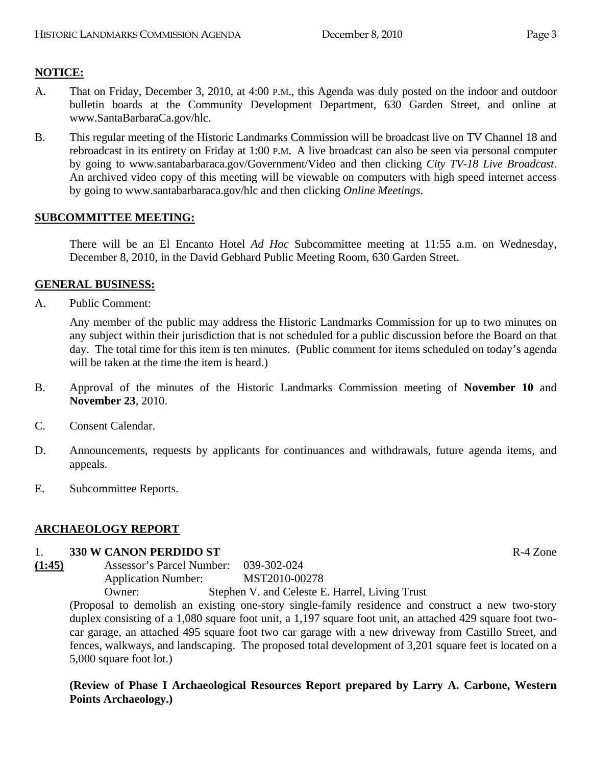**NOTICE:**

A. That on Friday, December 3, 2010, at 4:00 P.M., this Agenda was duly posted on the indoor and outdoor bulletin boards at the Community Development Department, 630 Garden Street, and online at www.SantaBarbaraCa.gov/hlc.

B. This regular meeting of the Historic Landmarks Commission will be broadcast live on TV Channel 18 and rebroadcast in its entirety on Friday at 1:00 P.M. A live broadcast can also be seen via personal computer by going to www.santabarbaraca.gov/Government/Video and then clicking *City TV-18 Live Broadcast*. An archived video copy of this meeting will be viewable on computers with high speed internet access by going to www.santabarbaraca.gov/hlc and then clicking *Online Meetings*.

**SUBCOMMITTEE MEETING:**

There will be an El Encanto Hotel *Ad Hoc* Subcommittee meeting at 11:55 a.m. on Wednesday, December 8, 2010, in the David Gebhard Public Meeting Room, 630 Garden Street.

**GENERAL BUSINESS:**

A. Public Comment:

Any member of the public may address the Historic Landmarks Commission for up to two minutes on any subject within their jurisdiction that is not scheduled for a public discussion before the Board on that day. The total time for this item is ten minutes. (Public comment for items scheduled on today's agenda will be taken at the time the item is heard.)

B. Approval of the minutes of the Historic Landmarks Commission meeting of **November 10** and **November 23**, 2010.

C. Consent Calendar.

D. Announcements, requests by applicants for continuances and withdrawals, future agenda items, and appeals.

E. Subcommittee Reports.

**ARCHAEOLOGY REPORT**

1. **330 W CANON PERDIDO ST** R-4 Zone

**(1:45)** Assessor's Parcel Number: 039-302-024
Application Number: MST2010-00278
Owner: Stephen V. and Celeste E. Harrel, Living Trust

(Proposal to demolish an existing one-story single-family residence and construct a new two-story duplex consisting of a 1,080 square foot unit, a 1,197 square foot unit, an attached 429 square foot two-car garage, an attached 495 square foot two car garage with a new driveway from Castillo Street, and fences, walkways, and landscaping. The proposed total development of 3,201 square feet is located on a 5,000 square foot lot.)

**(Review of Phase I Archaeological Resources Report prepared by Larry A. Carbone, Western Points Archaeology.)**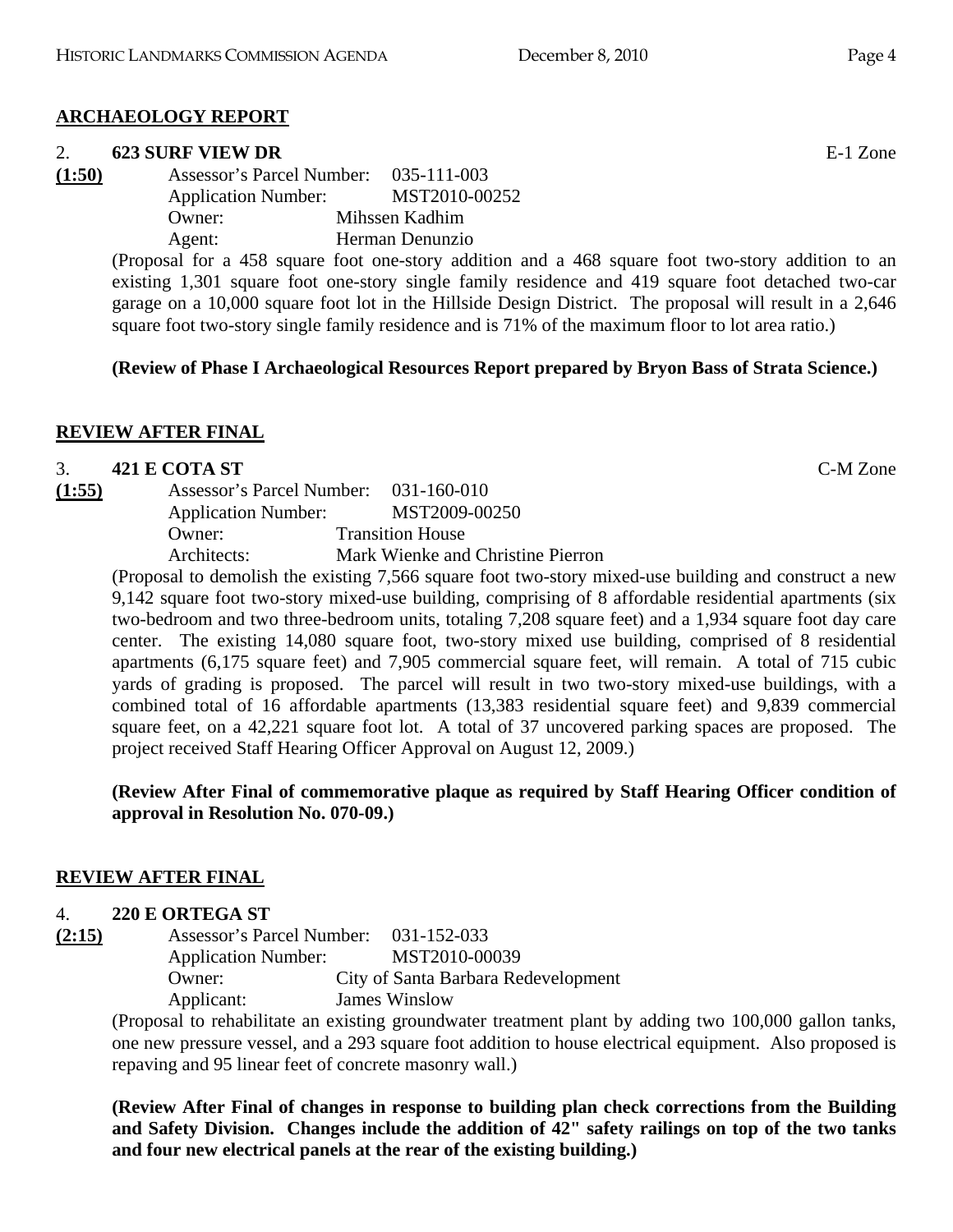**ARCHAEOLOGY REPORT**

2. **623 SURF VIEW DR** E-1 Zone

**(1:50)**

Assessor's Parcel Number: 035-111-003
Application Number: MST2010-00252
Owner: Mihssen Kadhim
Agent: Herman Denunzio

(Proposal for a 458 square foot one-story addition and a 468 square foot two-story addition to an existing 1,301 square foot one-story single family residence and 419 square foot detached two-car garage on a 10,000 square foot lot in the Hillside Design District. The proposal will result in a 2,646 square foot two-story single family residence and is 71% of the maximum floor to lot area ratio.)

**(Review of Phase I Archaeological Resources Report prepared by Bryon Bass of Strata Science.)**

**REVIEW AFTER FINAL**

3. **421 E COTA ST** C-M Zone

**(1:55)**

Assessor's Parcel Number: 031-160-010
Application Number: MST2009-00250
Owner: Transition House
Architects: Mark Wienke and Christine Pierron

(Proposal to demolish the existing 7,566 square foot two-story mixed-use building and construct a new 9,142 square foot two-story mixed-use building, comprising of 8 affordable residential apartments (six two-bedroom and two three-bedroom units, totaling 7,208 square feet) and a 1,934 square foot day care center. The existing 14,080 square foot, two-story mixed use building, comprised of 8 residential apartments (6,175 square feet) and 7,905 commercial square feet, will remain. A total of 715 cubic yards of grading is proposed. The parcel will result in two two-story mixed-use buildings, with a combined total of 16 affordable apartments (13,383 residential square feet) and 9,839 commercial square feet, on a 42,221 square foot lot. A total of 37 uncovered parking spaces are proposed. The project received Staff Hearing Officer Approval on August 12, 2009.)

**(Review After Final of commemorative plaque as required by Staff Hearing Officer condition of approval in Resolution No. 070-09.)**

**REVIEW AFTER FINAL**

4. **220 E ORTEGA ST**

**(2:15)**

Assessor's Parcel Number: 031-152-033
Application Number: MST2010-00039
Owner: City of Santa Barbara Redevelopment
Applicant: James Winslow

(Proposal to rehabilitate an existing groundwater treatment plant by adding two 100,000 gallon tanks, one new pressure vessel, and a 293 square foot addition to house electrical equipment. Also proposed is repaving and 95 linear feet of concrete masonry wall.)

**(Review After Final of changes in response to building plan check corrections from the Building and Safety Division. Changes include the addition of 42" safety railings on top of the two tanks and four new electrical panels at the rear of the existing building.)**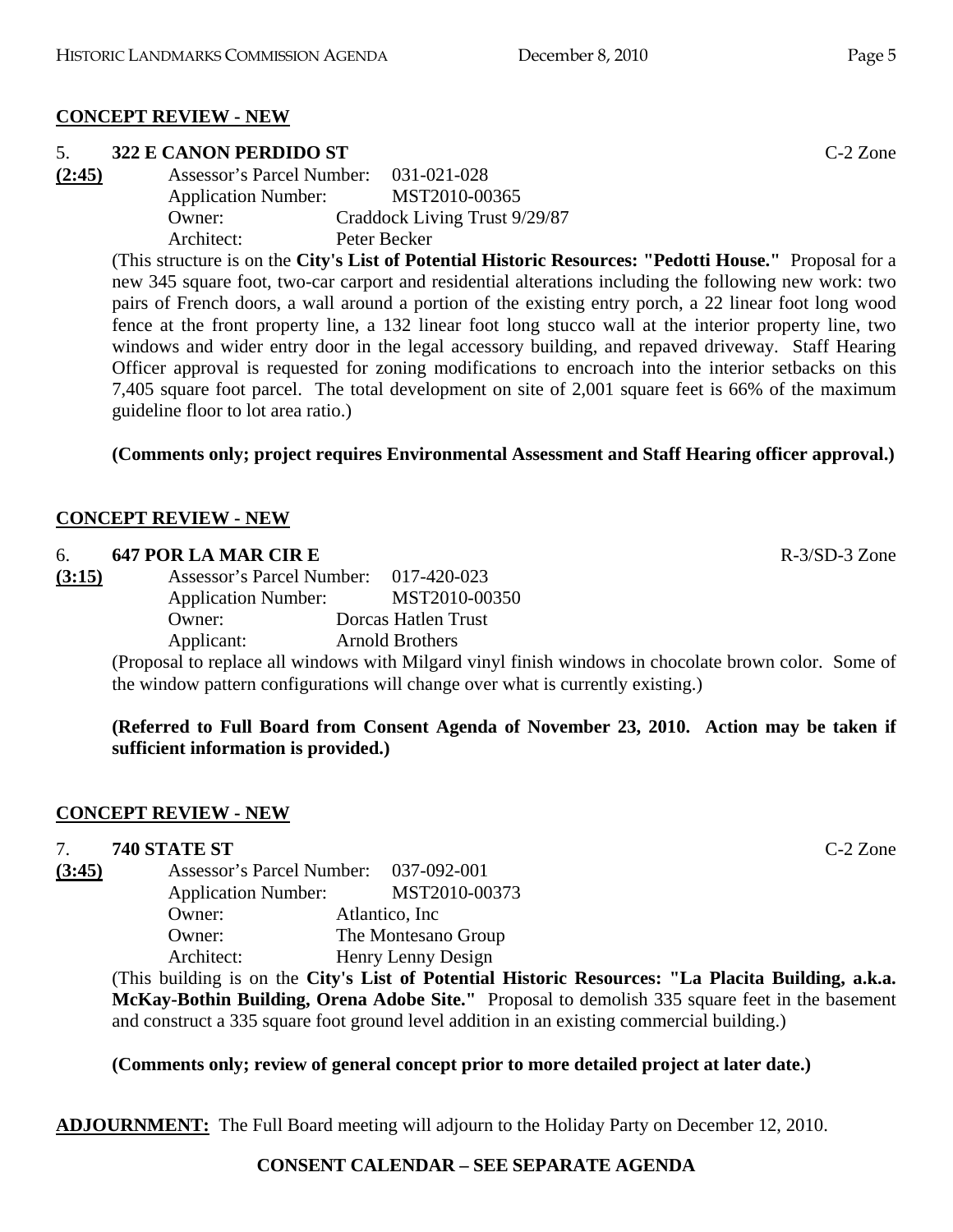**CONCEPT REVIEW - NEW**

5. **322 E CANON PERDIDO ST** C-2 Zone

**(2:45)**
Assessor's Parcel Number: 031-021-028
Application Number: MST2010-00365
Owner: Craddock Living Trust 9/29/87
Architect: Peter Becker

(This structure is on the **City's List of Potential Historic Resources: "Pedotti House."** Proposal for a new 345 square foot, two-car carport and residential alterations including the following new work: two pairs of French doors, a wall around a portion of the existing entry porch, a 22 linear foot long wood fence at the front property line, a 132 linear foot long stucco wall at the interior property line, two windows and wider entry door in the legal accessory building, and repaved driveway. Staff Hearing Officer approval is requested for zoning modifications to encroach into the interior setbacks on this 7,405 square foot parcel. The total development on site of 2,001 square feet is 66% of the maximum guideline floor to lot area ratio.)

**(Comments only; project requires Environmental Assessment and Staff Hearing officer approval.)**

**CONCEPT REVIEW - NEW**

6. **647 POR LA MAR CIR E** R-3/SD-3 Zone

**(3:15)**
Assessor's Parcel Number: 017-420-023
Application Number: MST2010-00350
Owner: Dorcas Hatlen Trust
Applicant: Arnold Brothers

(Proposal to replace all windows with Milgard vinyl finish windows in chocolate brown color. Some of the window pattern configurations will change over what is currently existing.)

**(Referred to Full Board from Consent Agenda of November 23, 2010. Action may be taken if sufficient information is provided.)**

**CONCEPT REVIEW - NEW**

7. **740 STATE ST** C-2 Zone

**(3:45)**
Assessor's Parcel Number: 037-092-001
Application Number: MST2010-00373
Owner: Atlantico, Inc
Owner: The Montesano Group
Architect: Henry Lenny Design

(This building is on the **City's List of Potential Historic Resources: "La Placita Building, a.k.a. McKay-Bothin Building, Orena Adobe Site."** Proposal to demolish 335 square feet in the basement and construct a 335 square foot ground level addition in an existing commercial building.)

**(Comments only; review of general concept prior to more detailed project at later date.)**

**ADJOURNMENT:** The Full Board meeting will adjourn to the Holiday Party on December 12, 2010.

**CONSENT CALENDAR – SEE SEPARATE AGENDA**